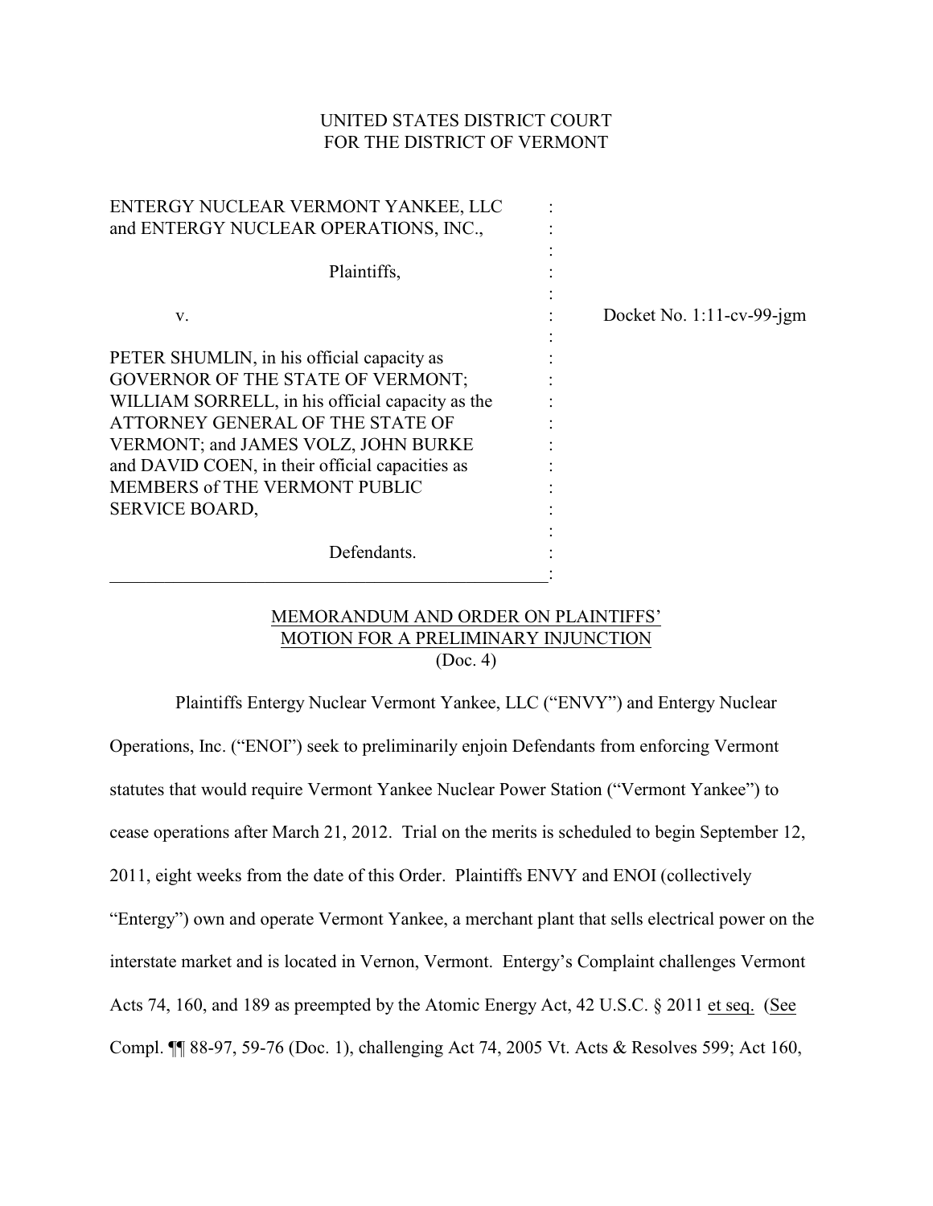UNITED STATES DISTRICT COURT
FOR THE DISTRICT OF VERMONT

| | | |
|---|---|---|
| ENTERGY NUCLEAR VERMONT YANKEE, LLC and ENTERGY NUCLEAR OPERATIONS, INC., | : | |
| Plaintiffs, | : | |
| v. | : | Docket No. 1:11-cv-99-jgm |
| PETER SHUMLIN, in his official capacity as GOVERNOR OF THE STATE OF VERMONT; WILLIAM SORRELL, in his official capacity as the ATTORNEY GENERAL OF THE STATE OF VERMONT; and JAMES VOLZ, JOHN BURKE and DAVID COEN, in their official capacities as MEMBERS of THE VERMONT PUBLIC SERVICE BOARD, | : | |
| Defendants. | : | |

## MEMORANDUM AND ORDER ON PLAINTIFFS' MOTION FOR A PRELIMINARY INJUNCTION
(Doc. 4)

Plaintiffs Entergy Nuclear Vermont Yankee, LLC ("ENVY") and Entergy Nuclear Operations, Inc. ("ENOI") seek to preliminarily enjoin Defendants from enforcing Vermont statutes that would require Vermont Yankee Nuclear Power Station ("Vermont Yankee") to cease operations after March 21, 2012. Trial on the merits is scheduled to begin September 12, 2011, eight weeks from the date of this Order. Plaintiffs ENVY and ENOI (collectively "Entergy") own and operate Vermont Yankee, a merchant plant that sells electrical power on the interstate market and is located in Vernon, Vermont. Entergy's Complaint challenges Vermont Acts 74, 160, and 189 as preempted by the Atomic Energy Act, 42 U.S.C. § 2011 et seq. (See Compl. ¶¶ 88-97, 59-76 (Doc. 1), challenging Act 74, 2005 Vt. Acts & Resolves 599; Act 160,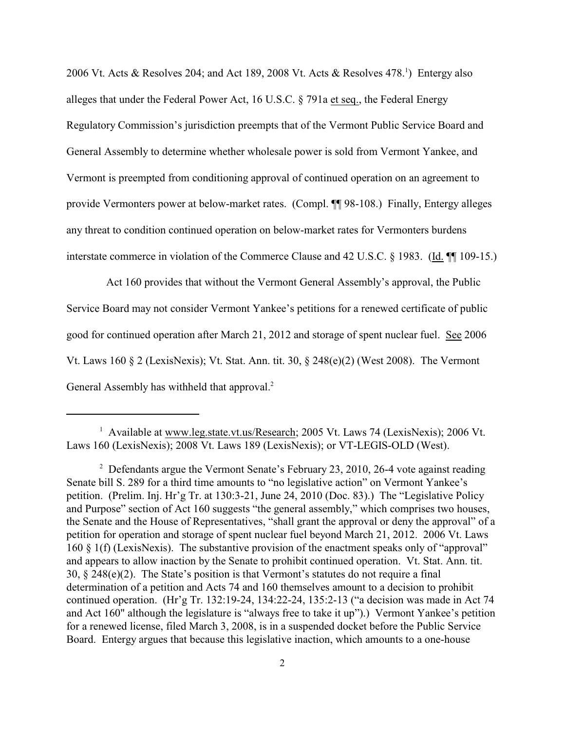2006 Vt. Acts & Resolves 204; and Act 189, 2008 Vt. Acts & Resolves 478.[1]) Entergy also alleges that under the Federal Power Act, 16 U.S.C. § 791a et seq., the Federal Energy Regulatory Commission's jurisdiction preempts that of the Vermont Public Service Board and General Assembly to determine whether wholesale power is sold from Vermont Yankee, and Vermont is preempted from conditioning approval of continued operation on an agreement to provide Vermonters power at below-market rates. (Compl. ¶¶ 98-108.) Finally, Entergy alleges any threat to condition continued operation on below-market rates for Vermonters burdens interstate commerce in violation of the Commerce Clause and 42 U.S.C. § 1983. (Id. ¶¶ 109-15.)

Act 160 provides that without the Vermont General Assembly's approval, the Public Service Board may not consider Vermont Yankee's petitions for a renewed certificate of public good for continued operation after March 21, 2012 and storage of spent nuclear fuel. See 2006 Vt. Laws 160 § 2 (LexisNexis); Vt. Stat. Ann. tit. 30, § 248(e)(2) (West 2008). The Vermont General Assembly has withheld that approval.[2]

---

[1] Available at www.leg.state.vt.us/Research; 2005 Vt. Laws 74 (LexisNexis); 2006 Vt. Laws 160 (LexisNexis); 2008 Vt. Laws 189 (LexisNexis); or VT-LEGIS-OLD (West).

[2] Defendants argue the Vermont Senate's February 23, 2010, 26-4 vote against reading Senate bill S. 289 for a third time amounts to "no legislative action" on Vermont Yankee's petition. (Prelim. Inj. Hr'g Tr. at 130:3-21, June 24, 2010 (Doc. 83).) The "Legislative Policy and Purpose" section of Act 160 suggests "the general assembly," which comprises two houses, the Senate and the House of Representatives, "shall grant the approval or deny the approval" of a petition for operation and storage of spent nuclear fuel beyond March 21, 2012. 2006 Vt. Laws 160 § 1(f) (LexisNexis). The substantive provision of the enactment speaks only of "approval" and appears to allow inaction by the Senate to prohibit continued operation. Vt. Stat. Ann. tit. 30, § 248(e)(2). The State's position is that Vermont's statutes do not require a final determination of a petition and Acts 74 and 160 themselves amount to a decision to prohibit continued operation. (Hr'g Tr. 132:19-24, 134:22-24, 135:2-13 ("a decision was made in Act 74 and Act 160" although the legislature is "always free to take it up").) Vermont Yankee's petition for a renewed license, filed March 3, 2008, is in a suspended docket before the Public Service Board. Entergy argues that because this legislative inaction, which amounts to a one-house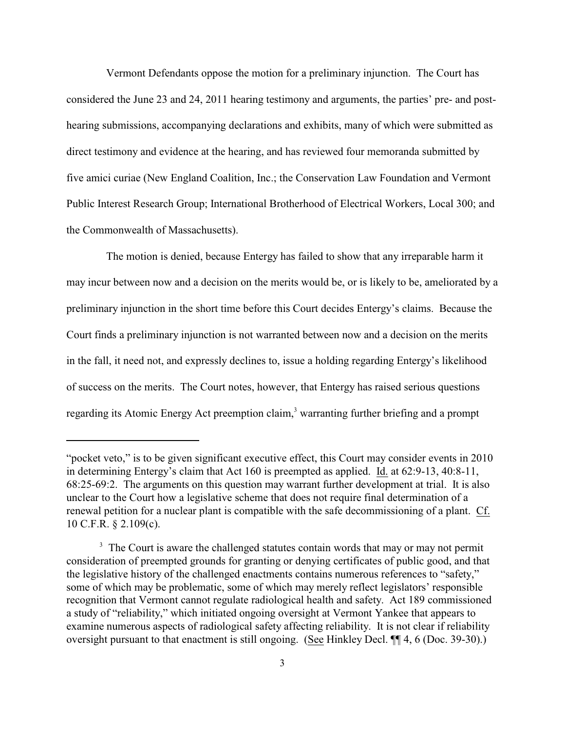Vermont Defendants oppose the motion for a preliminary injunction. The Court has considered the June 23 and 24, 2011 hearing testimony and arguments, the parties' pre- and post-hearing submissions, accompanying declarations and exhibits, many of which were submitted as direct testimony and evidence at the hearing, and has reviewed four memoranda submitted by five amici curiae (New England Coalition, Inc.; the Conservation Law Foundation and Vermont Public Interest Research Group; International Brotherhood of Electrical Workers, Local 300; and the Commonwealth of Massachusetts).

The motion is denied, because Entergy has failed to show that any irreparable harm it may incur between now and a decision on the merits would be, or is likely to be, ameliorated by a preliminary injunction in the short time before this Court decides Entergy's claims. Because the Court finds a preliminary injunction is not warranted between now and a decision on the merits in the fall, it need not, and expressly declines to, issue a holding regarding Entergy's likelihood of success on the merits. The Court notes, however, that Entergy has raised serious questions regarding its Atomic Energy Act preemption claim,[3] warranting further briefing and a prompt

---

"pocket veto," is to be given significant executive effect, this Court may consider events in 2010 in determining Entergy's claim that Act 160 is preempted as applied. Id. at 62:9-13, 40:8-11, 68:25-69:2. The arguments on this question may warrant further development at trial. It is also unclear to the Court how a legislative scheme that does not require final determination of a renewal petition for a nuclear plant is compatible with the safe decommissioning of a plant. Cf. 10 C.F.R. § 2.109(c).

[3] The Court is aware the challenged statutes contain words that may or may not permit consideration of preempted grounds for granting or denying certificates of public good, and that the legislative history of the challenged enactments contains numerous references to "safety," some of which may be problematic, some of which may merely reflect legislators' responsible recognition that Vermont cannot regulate radiological health and safety. Act 189 commissioned a study of "reliability," which initiated ongoing oversight at Vermont Yankee that appears to examine numerous aspects of radiological safety affecting reliability. It is not clear if reliability oversight pursuant to that enactment is still ongoing. (See Hinkley Decl. ¶¶ 4, 6 (Doc. 39-30).)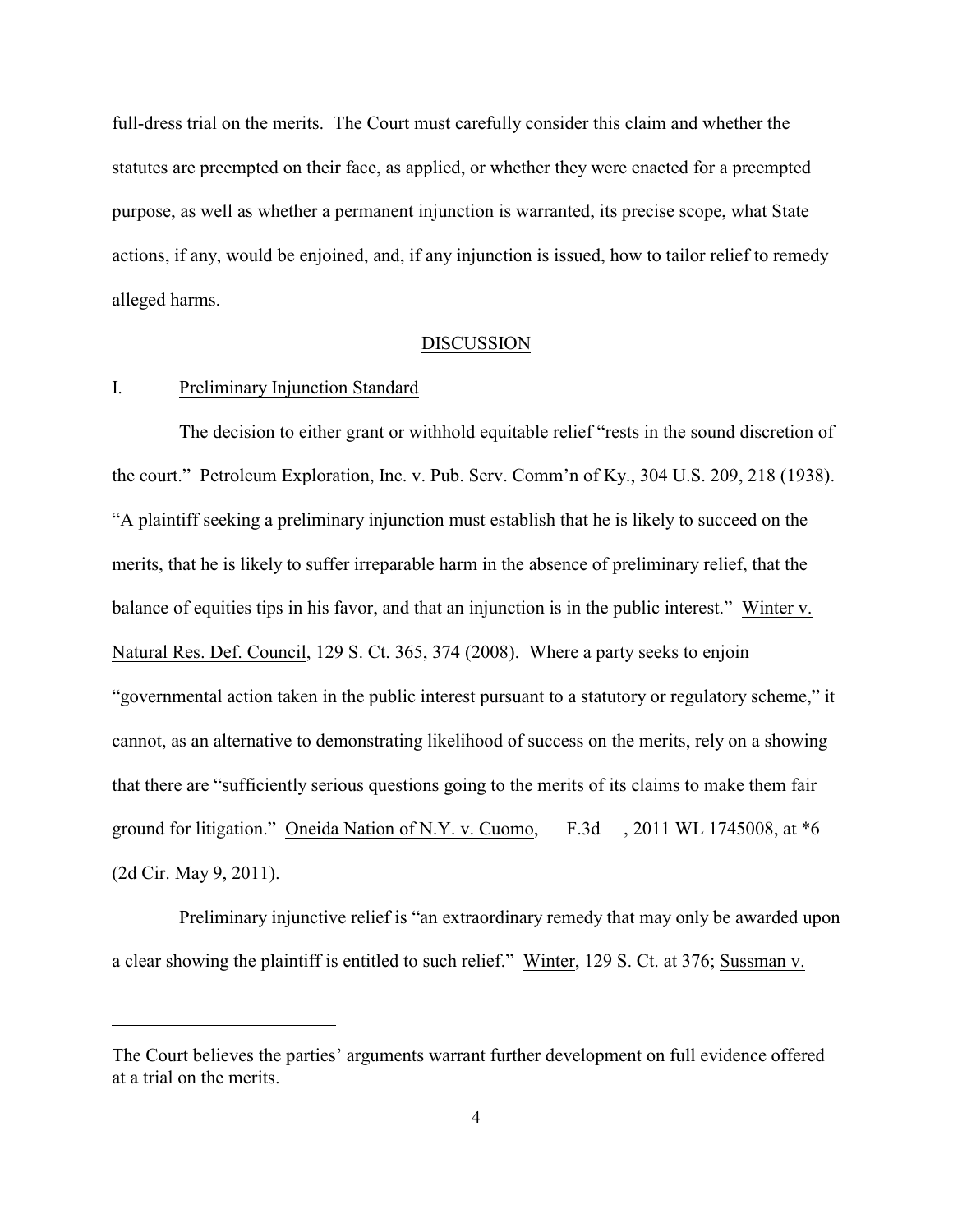full-dress trial on the merits. The Court must carefully consider this claim and whether the statutes are preempted on their face, as applied, or whether they were enacted for a preempted purpose, as well as whether a permanent injunction is warranted, its precise scope, what State actions, if any, would be enjoined, and, if any injunction is issued, how to tailor relief to remedy alleged harms.

## DISCUSSION

### I. Preliminary Injunction Standard

The decision to either grant or withhold equitable relief "rests in the sound discretion of the court." Petroleum Exploration, Inc. v. Pub. Serv. Comm'n of Ky., 304 U.S. 209, 218 (1938). "A plaintiff seeking a preliminary injunction must establish that he is likely to succeed on the merits, that he is likely to suffer irreparable harm in the absence of preliminary relief, that the balance of equities tips in his favor, and that an injunction is in the public interest." Winter v. Natural Res. Def. Council, 129 S. Ct. 365, 374 (2008). Where a party seeks to enjoin "governmental action taken in the public interest pursuant to a statutory or regulatory scheme," it cannot, as an alternative to demonstrating likelihood of success on the merits, rely on a showing that there are "sufficiently serious questions going to the merits of its claims to make them fair ground for litigation." Oneida Nation of N.Y. v. Cuomo, — F.3d —, 2011 WL 1745008, at *6 (2d Cir. May 9, 2011).

Preliminary injunctive relief is "an extraordinary remedy that may only be awarded upon a clear showing the plaintiff is entitled to such relief." Winter, 129 S. Ct. at 376; Sussman v.

---

The Court believes the parties' arguments warrant further development on full evidence offered at a trial on the merits.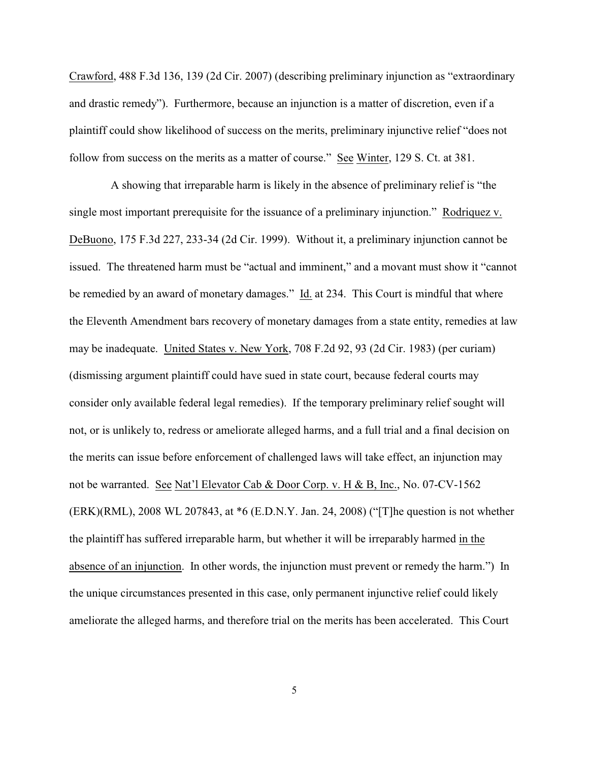Crawford, 488 F.3d 136, 139 (2d Cir. 2007) (describing preliminary injunction as "extraordinary and drastic remedy"). Furthermore, because an injunction is a matter of discretion, even if a plaintiff could show likelihood of success on the merits, preliminary injunctive relief "does not follow from success on the merits as a matter of course." See Winter, 129 S. Ct. at 381.

A showing that irreparable harm is likely in the absence of preliminary relief is "the single most important prerequisite for the issuance of a preliminary injunction." Rodriquez v. DeBuono, 175 F.3d 227, 233-34 (2d Cir. 1999). Without it, a preliminary injunction cannot be issued. The threatened harm must be "actual and imminent," and a movant must show it "cannot be remedied by an award of monetary damages." Id. at 234. This Court is mindful that where the Eleventh Amendment bars recovery of monetary damages from a state entity, remedies at law may be inadequate. United States v. New York, 708 F.2d 92, 93 (2d Cir. 1983) (per curiam) (dismissing argument plaintiff could have sued in state court, because federal courts may consider only available federal legal remedies). If the temporary preliminary relief sought will not, or is unlikely to, redress or ameliorate alleged harms, and a full trial and a final decision on the merits can issue before enforcement of challenged laws will take effect, an injunction may not be warranted. See Nat'l Elevator Cab & Door Corp. v. H & B, Inc., No. 07-CV-1562 (ERK)(RML), 2008 WL 207843, at *6 (E.D.N.Y. Jan. 24, 2008) ("[T]he question is not whether the plaintiff has suffered irreparable harm, but whether it will be irreparably harmed in the absence of an injunction. In other words, the injunction must prevent or remedy the harm.") In the unique circumstances presented in this case, only permanent injunctive relief could likely ameliorate the alleged harms, and therefore trial on the merits has been accelerated. This Court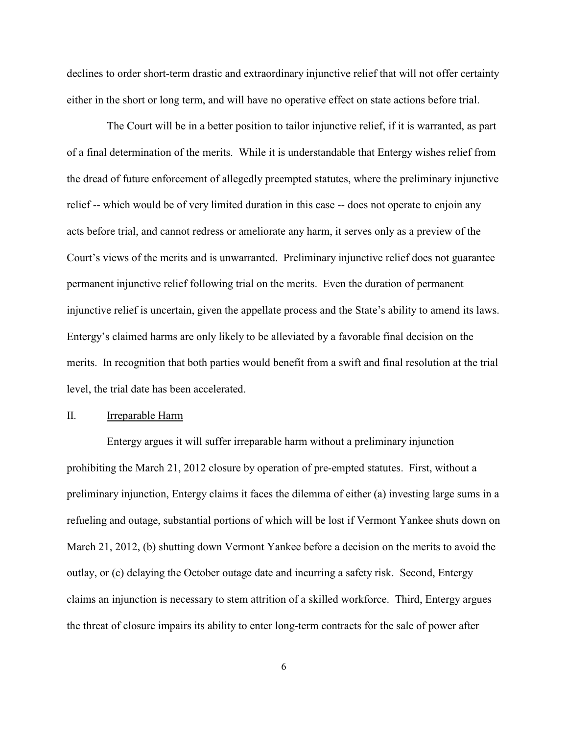declines to order short-term drastic and extraordinary injunctive relief that will not offer certainty either in the short or long term, and will have no operative effect on state actions before trial.

The Court will be in a better position to tailor injunctive relief, if it is warranted, as part of a final determination of the merits. While it is understandable that Entergy wishes relief from the dread of future enforcement of allegedly preempted statutes, where the preliminary injunctive relief -- which would be of very limited duration in this case -- does not operate to enjoin any acts before trial, and cannot redress or ameliorate any harm, it serves only as a preview of the Court's views of the merits and is unwarranted. Preliminary injunctive relief does not guarantee permanent injunctive relief following trial on the merits. Even the duration of permanent injunctive relief is uncertain, given the appellate process and the State's ability to amend its laws. Entergy's claimed harms are only likely to be alleviated by a favorable final decision on the merits. In recognition that both parties would benefit from a swift and final resolution at the trial level, the trial date has been accelerated.

## II. Irreparable Harm

Entergy argues it will suffer irreparable harm without a preliminary injunction prohibiting the March 21, 2012 closure by operation of pre-empted statutes. First, without a preliminary injunction, Entergy claims it faces the dilemma of either (a) investing large sums in a refueling and outage, substantial portions of which will be lost if Vermont Yankee shuts down on March 21, 2012, (b) shutting down Vermont Yankee before a decision on the merits to avoid the outlay, or (c) delaying the October outage date and incurring a safety risk. Second, Entergy claims an injunction is necessary to stem attrition of a skilled workforce. Third, Entergy argues the threat of closure impairs its ability to enter long-term contracts for the sale of power after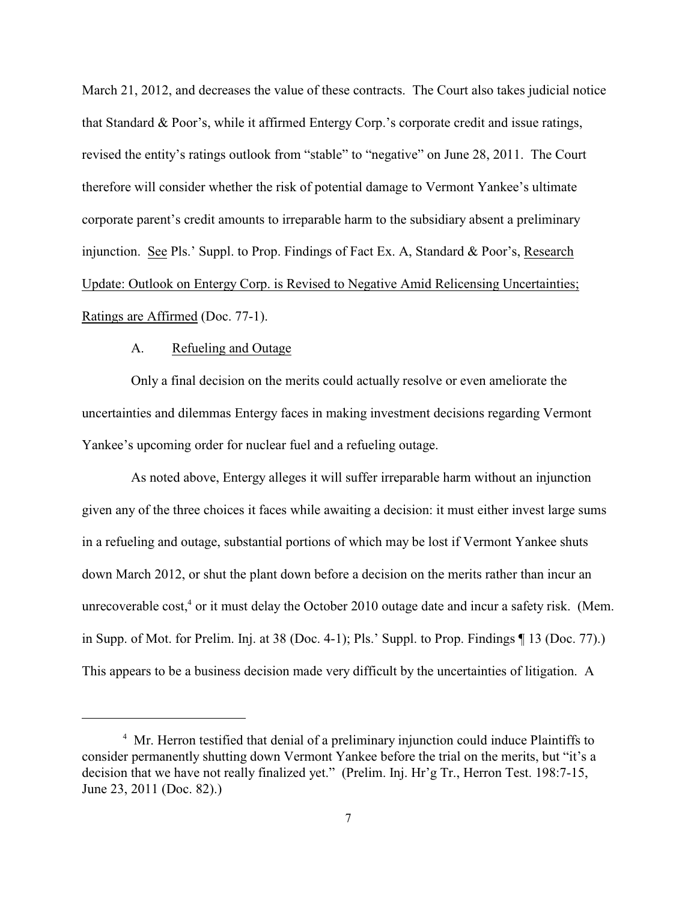March 21, 2012, and decreases the value of these contracts. The Court also takes judicial notice that Standard & Poor's, while it affirmed Entergy Corp.'s corporate credit and issue ratings, revised the entity's ratings outlook from "stable" to "negative" on June 28, 2011. The Court therefore will consider whether the risk of potential damage to Vermont Yankee's ultimate corporate parent's credit amounts to irreparable harm to the subsidiary absent a preliminary injunction. See Pls.' Suppl. to Prop. Findings of Fact Ex. A, Standard & Poor's, Research Update: Outlook on Entergy Corp. is Revised to Negative Amid Relicensing Uncertainties; Ratings are Affirmed (Doc. 77-1).

A. Refueling and Outage

Only a final decision on the merits could actually resolve or even ameliorate the uncertainties and dilemmas Entergy faces in making investment decisions regarding Vermont Yankee's upcoming order for nuclear fuel and a refueling outage.

As noted above, Entergy alleges it will suffer irreparable harm without an injunction given any of the three choices it faces while awaiting a decision: it must either invest large sums in a refueling and outage, substantial portions of which may be lost if Vermont Yankee shuts down March 2012, or shut the plant down before a decision on the merits rather than incur an unrecoverable cost,[4] or it must delay the October 2010 outage date and incur a safety risk. (Mem. in Supp. of Mot. for Prelim. Inj. at 38 (Doc. 4-1); Pls.' Suppl. to Prop. Findings ¶ 13 (Doc. 77).) This appears to be a business decision made very difficult by the uncertainties of litigation. A

[4] Mr. Herron testified that denial of a preliminary injunction could induce Plaintiffs to consider permanently shutting down Vermont Yankee before the trial on the merits, but "it's a decision that we have not really finalized yet." (Prelim. Inj. Hr'g Tr., Herron Test. 198:7-15, June 23, 2011 (Doc. 82).)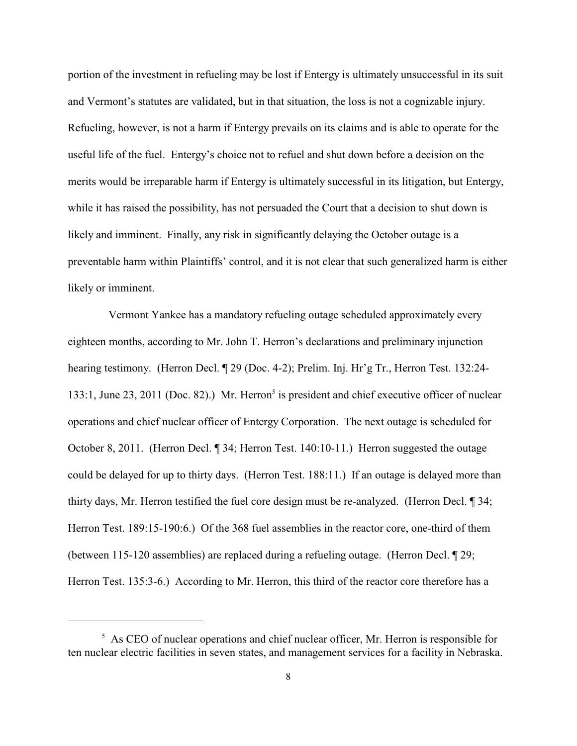portion of the investment in refueling may be lost if Entergy is ultimately unsuccessful in its suit and Vermont's statutes are validated, but in that situation, the loss is not a cognizable injury. Refueling, however, is not a harm if Entergy prevails on its claims and is able to operate for the useful life of the fuel. Entergy's choice not to refuel and shut down before a decision on the merits would be irreparable harm if Entergy is ultimately successful in its litigation, but Entergy, while it has raised the possibility, has not persuaded the Court that a decision to shut down is likely and imminent. Finally, any risk in significantly delaying the October outage is a preventable harm within Plaintiffs' control, and it is not clear that such generalized harm is either likely or imminent.

Vermont Yankee has a mandatory refueling outage scheduled approximately every eighteen months, according to Mr. John T. Herron's declarations and preliminary injunction hearing testimony. (Herron Decl. ¶ 29 (Doc. 4-2); Prelim. Inj. Hr'g Tr., Herron Test. 132:24-133:1, June 23, 2011 (Doc. 82).) Mr. Herron[5] is president and chief executive officer of nuclear operations and chief nuclear officer of Entergy Corporation. The next outage is scheduled for October 8, 2011. (Herron Decl. ¶ 34; Herron Test. 140:10-11.) Herron suggested the outage could be delayed for up to thirty days. (Herron Test. 188:11.) If an outage is delayed more than thirty days, Mr. Herron testified the fuel core design must be re-analyzed. (Herron Decl. ¶ 34; Herron Test. 189:15-190:6.) Of the 368 fuel assemblies in the reactor core, one-third of them (between 115-120 assemblies) are replaced during a refueling outage. (Herron Decl. ¶ 29; Herron Test. 135:3-6.) According to Mr. Herron, this third of the reactor core therefore has a

[5] As CEO of nuclear operations and chief nuclear officer, Mr. Herron is responsible for ten nuclear electric facilities in seven states, and management services for a facility in Nebraska.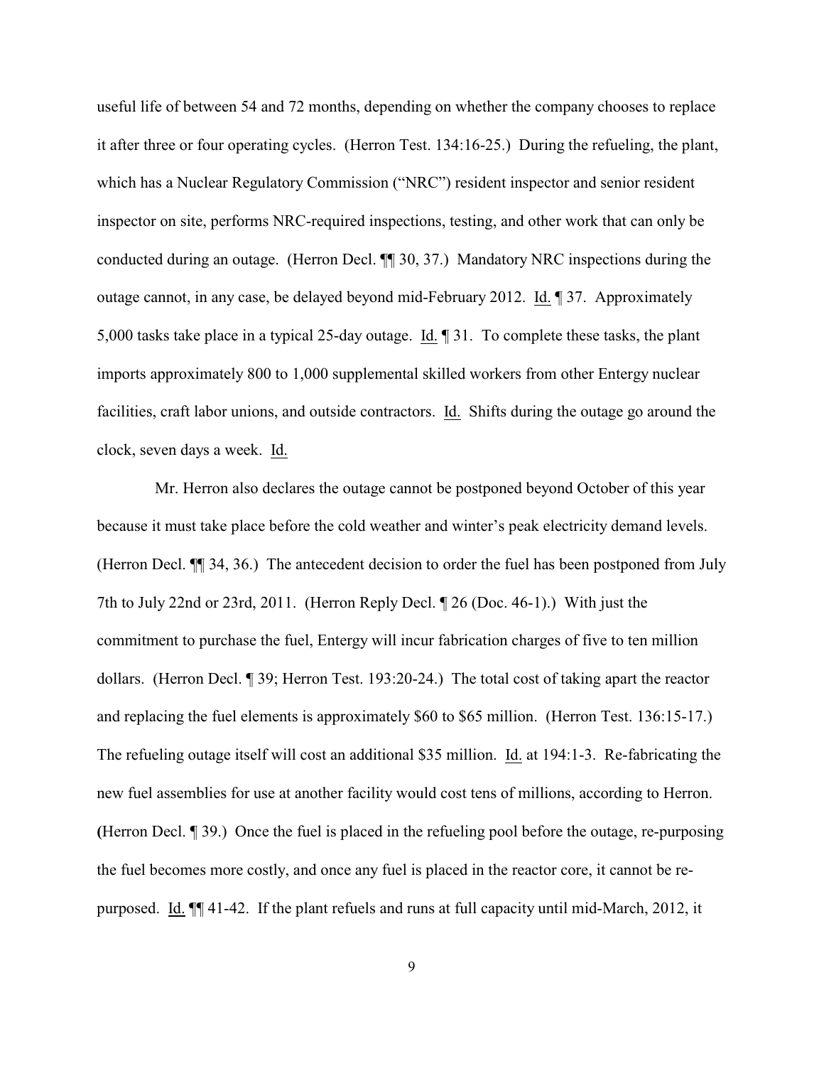useful life of between 54 and 72 months, depending on whether the company chooses to replace it after three or four operating cycles. (Herron Test. 134:16-25.) During the refueling, the plant, which has a Nuclear Regulatory Commission ("NRC") resident inspector and senior resident inspector on site, performs NRC-required inspections, testing, and other work that can only be conducted during an outage. (Herron Decl. ¶¶ 30, 37.) Mandatory NRC inspections during the outage cannot, in any case, be delayed beyond mid-February 2012. Id. ¶ 37. Approximately 5,000 tasks take place in a typical 25-day outage. Id. ¶ 31. To complete these tasks, the plant imports approximately 800 to 1,000 supplemental skilled workers from other Entergy nuclear facilities, craft labor unions, and outside contractors. Id. Shifts during the outage go around the clock, seven days a week. Id.

Mr. Herron also declares the outage cannot be postponed beyond October of this year because it must take place before the cold weather and winter's peak electricity demand levels. (Herron Decl. ¶¶ 34, 36.) The antecedent decision to order the fuel has been postponed from July 7th to July 22nd or 23rd, 2011. (Herron Reply Decl. ¶ 26 (Doc. 46-1).) With just the commitment to purchase the fuel, Entergy will incur fabrication charges of five to ten million dollars. (Herron Decl. ¶ 39; Herron Test. 193:20-24.) The total cost of taking apart the reactor and replacing the fuel elements is approximately \$60 to \$65 million. (Herron Test. 136:15-17.) The refueling outage itself will cost an additional \$35 million. Id. at 194:1-3. Re-fabricating the new fuel assemblies for use at another facility would cost tens of millions, according to Herron. (Herron Decl. ¶ 39.) Once the fuel is placed in the refueling pool before the outage, re-purposing the fuel becomes more costly, and once any fuel is placed in the reactor core, it cannot be re-purposed. Id. ¶¶ 41-42. If the plant refuels and runs at full capacity until mid-March, 2012, it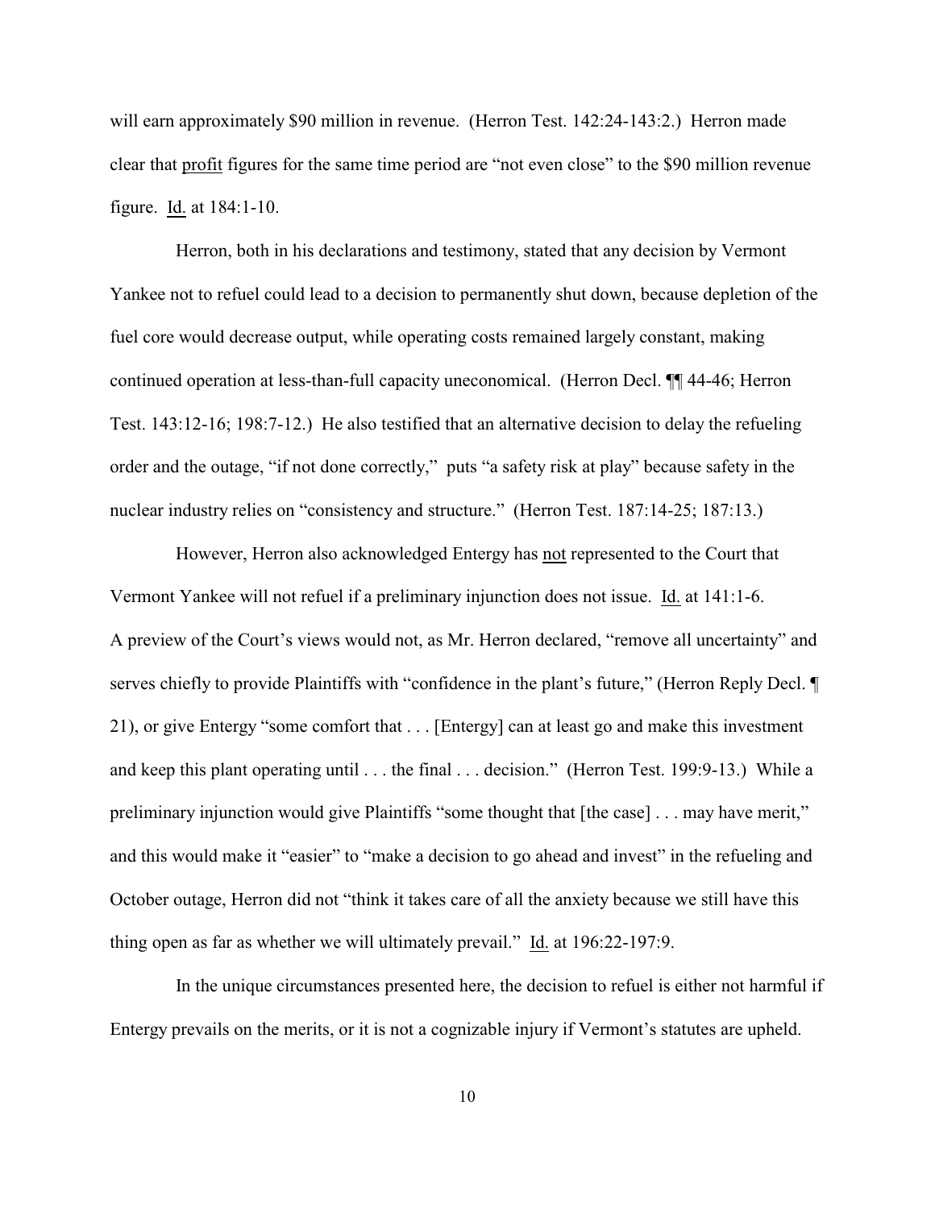will earn approximately $90 million in revenue. (Herron Test. 142:24-143:2.) Herron made clear that <u>profit</u> figures for the same time period are "not even close" to the $90 million revenue figure. <u>Id.</u> at 184:1-10.

Herron, both in his declarations and testimony, stated that any decision by Vermont Yankee not to refuel could lead to a decision to permanently shut down, because depletion of the fuel core would decrease output, while operating costs remained largely constant, making continued operation at less-than-full capacity uneconomical. (Herron Decl. ¶¶ 44-46; Herron Test. 143:12-16; 198:7-12.) He also testified that an alternative decision to delay the refueling order and the outage, "if not done correctly," puts "a safety risk at play" because safety in the nuclear industry relies on "consistency and structure." (Herron Test. 187:14-25; 187:13.)

However, Herron also acknowledged Entergy has <u>not</u> represented to the Court that Vermont Yankee will not refuel if a preliminary injunction does not issue. <u>Id.</u> at 141:1-6. A preview of the Court's views would not, as Mr. Herron declared, "remove all uncertainty" and serves chiefly to provide Plaintiffs with "confidence in the plant's future," (Herron Reply Decl. ¶ 21), or give Entergy "some comfort that . . . [Entergy] can at least go and make this investment and keep this plant operating until . . . the final . . . decision." (Herron Test. 199:9-13.) While a preliminary injunction would give Plaintiffs "some thought that [the case] . . . may have merit," and this would make it "easier" to "make a decision to go ahead and invest" in the refueling and October outage, Herron did not "think it takes care of all the anxiety because we still have this thing open as far as whether we will ultimately prevail." <u>Id.</u> at 196:22-197:9.

In the unique circumstances presented here, the decision to refuel is either not harmful if Entergy prevails on the merits, or it is not a cognizable injury if Vermont's statutes are upheld.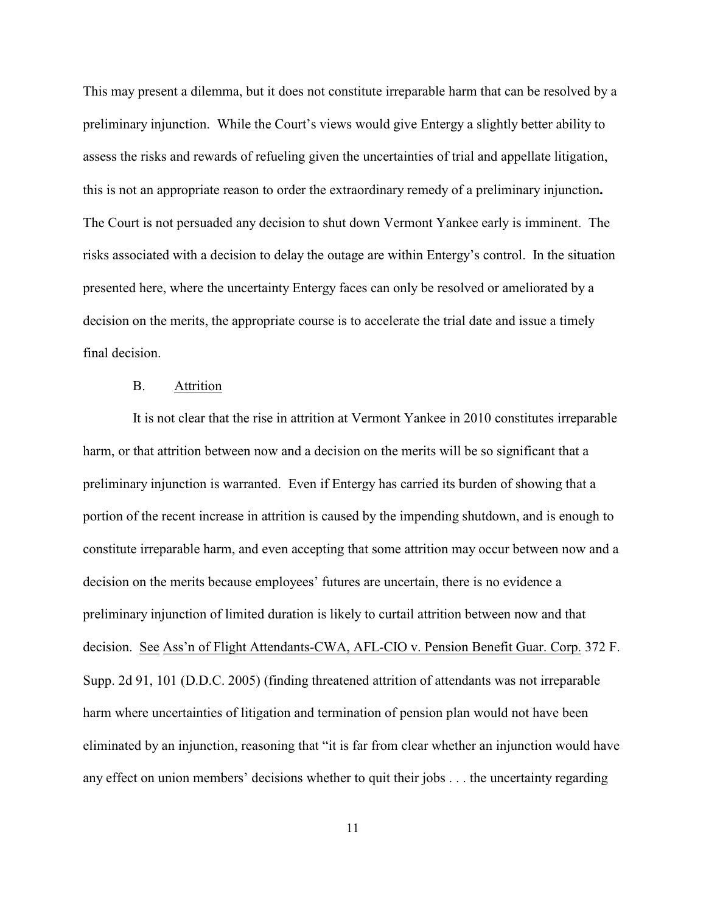This may present a dilemma, but it does not constitute irreparable harm that can be resolved by a preliminary injunction. While the Court's views would give Entergy a slightly better ability to assess the risks and rewards of refueling given the uncertainties of trial and appellate litigation, this is not an appropriate reason to order the extraordinary remedy of a preliminary injunction**.** The Court is not persuaded any decision to shut down Vermont Yankee early is imminent. The risks associated with a decision to delay the outage are within Entergy's control. In the situation presented here, where the uncertainty Entergy faces can only be resolved or ameliorated by a decision on the merits, the appropriate course is to accelerate the trial date and issue a timely final decision.

### B. Attrition

It is not clear that the rise in attrition at Vermont Yankee in 2010 constitutes irreparable harm, or that attrition between now and a decision on the merits will be so significant that a preliminary injunction is warranted. Even if Entergy has carried its burden of showing that a portion of the recent increase in attrition is caused by the impending shutdown, and is enough to constitute irreparable harm, and even accepting that some attrition may occur between now and a decision on the merits because employees' futures are uncertain, there is no evidence a preliminary injunction of limited duration is likely to curtail attrition between now and that decision. See Ass'n of Flight Attendants-CWA, AFL-CIO v. Pension Benefit Guar. Corp. 372 F. Supp. 2d 91, 101 (D.D.C. 2005) (finding threatened attrition of attendants was not irreparable harm where uncertainties of litigation and termination of pension plan would not have been eliminated by an injunction, reasoning that "it is far from clear whether an injunction would have any effect on union members' decisions whether to quit their jobs . . . the uncertainty regarding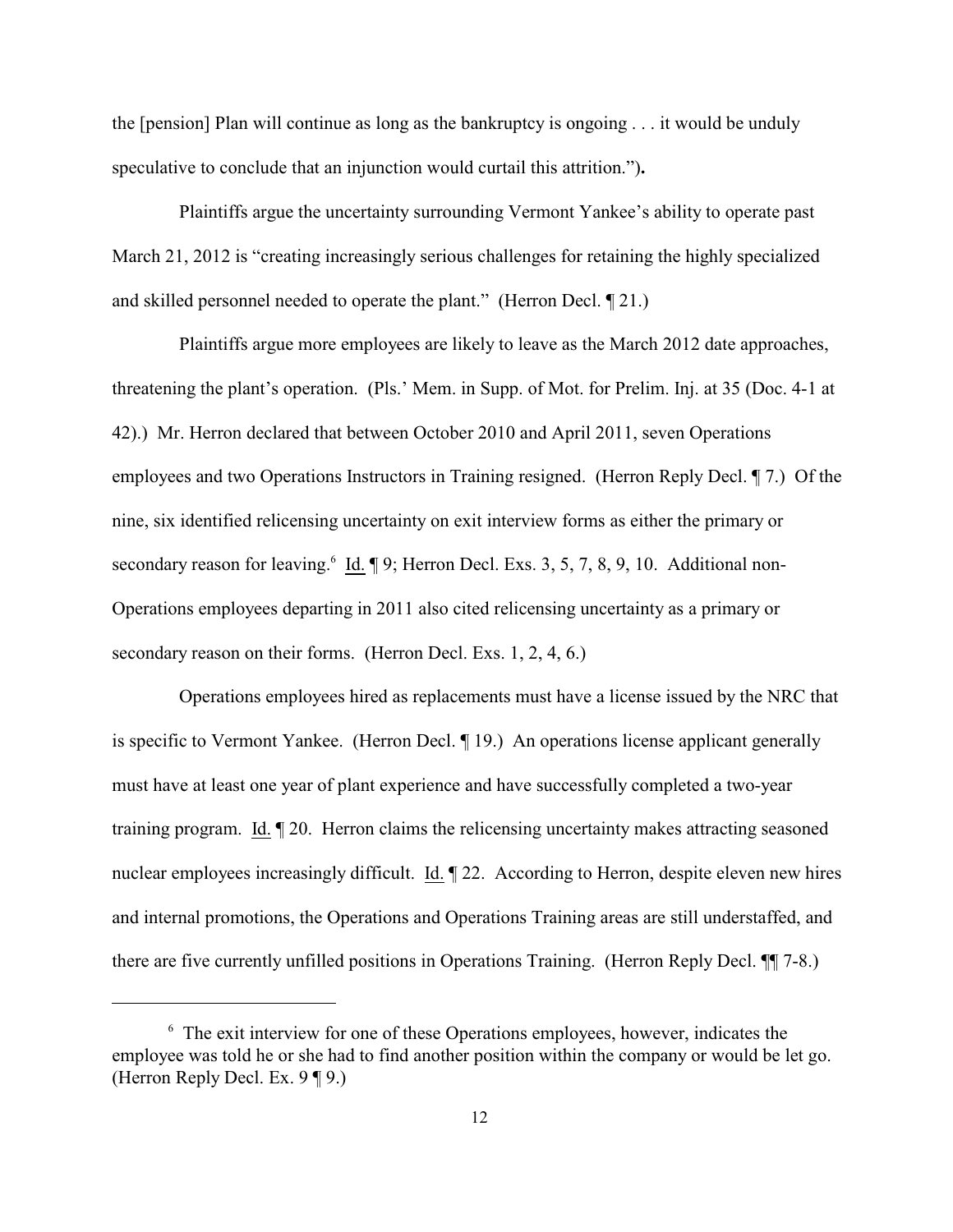the [pension] Plan will continue as long as the bankruptcy is ongoing . . . it would be unduly speculative to conclude that an injunction would curtail this attrition.").

Plaintiffs argue the uncertainty surrounding Vermont Yankee's ability to operate past March 21, 2012 is "creating increasingly serious challenges for retaining the highly specialized and skilled personnel needed to operate the plant." (Herron Decl. ¶ 21.)

Plaintiffs argue more employees are likely to leave as the March 2012 date approaches, threatening the plant's operation. (Pls.' Mem. in Supp. of Mot. for Prelim. Inj. at 35 (Doc. 4-1 at 42).) Mr. Herron declared that between October 2010 and April 2011, seven Operations employees and two Operations Instructors in Training resigned. (Herron Reply Decl. ¶ 7.) Of the nine, six identified relicensing uncertainty on exit interview forms as either the primary or secondary reason for leaving.[6] Id. ¶ 9; Herron Decl. Exs. 3, 5, 7, 8, 9, 10. Additional non-Operations employees departing in 2011 also cited relicensing uncertainty as a primary or secondary reason on their forms. (Herron Decl. Exs. 1, 2, 4, 6.)

Operations employees hired as replacements must have a license issued by the NRC that is specific to Vermont Yankee. (Herron Decl. ¶ 19.) An operations license applicant generally must have at least one year of plant experience and have successfully completed a two-year training program. Id. ¶ 20. Herron claims the relicensing uncertainty makes attracting seasoned nuclear employees increasingly difficult. Id. ¶ 22. According to Herron, despite eleven new hires and internal promotions, the Operations and Operations Training areas are still understaffed, and there are five currently unfilled positions in Operations Training. (Herron Reply Decl. ¶¶ 7-8.)

---

[6] The exit interview for one of these Operations employees, however, indicates the employee was told he or she had to find another position within the company or would be let go. (Herron Reply Decl. Ex. 9 ¶ 9.)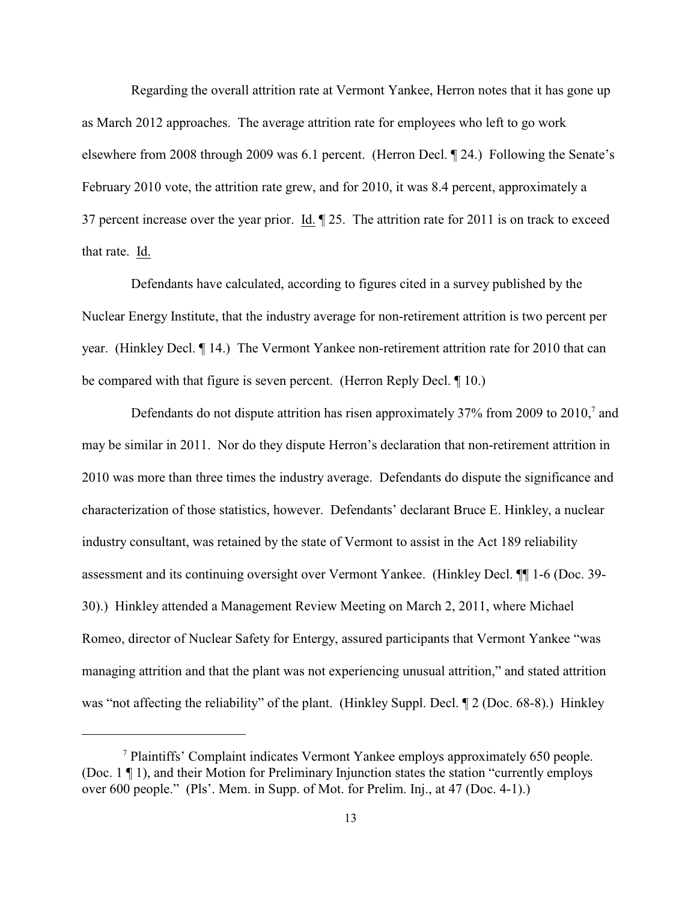Regarding the overall attrition rate at Vermont Yankee, Herron notes that it has gone up as March 2012 approaches. The average attrition rate for employees who left to go work elsewhere from 2008 through 2009 was 6.1 percent. (Herron Decl. ¶ 24.) Following the Senate's February 2010 vote, the attrition rate grew, and for 2010, it was 8.4 percent, approximately a 37 percent increase over the year prior. Id. ¶ 25. The attrition rate for 2011 is on track to exceed that rate. Id.

Defendants have calculated, according to figures cited in a survey published by the Nuclear Energy Institute, that the industry average for non-retirement attrition is two percent per year. (Hinkley Decl. ¶ 14.) The Vermont Yankee non-retirement attrition rate for 2010 that can be compared with that figure is seven percent. (Herron Reply Decl. ¶ 10.)

Defendants do not dispute attrition has risen approximately 37% from 2009 to 2010,[7] and may be similar in 2011. Nor do they dispute Herron's declaration that non-retirement attrition in 2010 was more than three times the industry average. Defendants do dispute the significance and characterization of those statistics, however. Defendants' declarant Bruce E. Hinkley, a nuclear industry consultant, was retained by the state of Vermont to assist in the Act 189 reliability assessment and its continuing oversight over Vermont Yankee. (Hinkley Decl. ¶¶ 1-6 (Doc. 39-30).) Hinkley attended a Management Review Meeting on March 2, 2011, where Michael Romeo, director of Nuclear Safety for Entergy, assured participants that Vermont Yankee "was managing attrition and that the plant was not experiencing unusual attrition," and stated attrition was "not affecting the reliability" of the plant. (Hinkley Suppl. Decl. ¶ 2 (Doc. 68-8).) Hinkley

[7] Plaintiffs' Complaint indicates Vermont Yankee employs approximately 650 people. (Doc. 1 ¶ 1), and their Motion for Preliminary Injunction states the station "currently employs over 600 people." (Pls'. Mem. in Supp. of Mot. for Prelim. Inj., at 47 (Doc. 4-1).)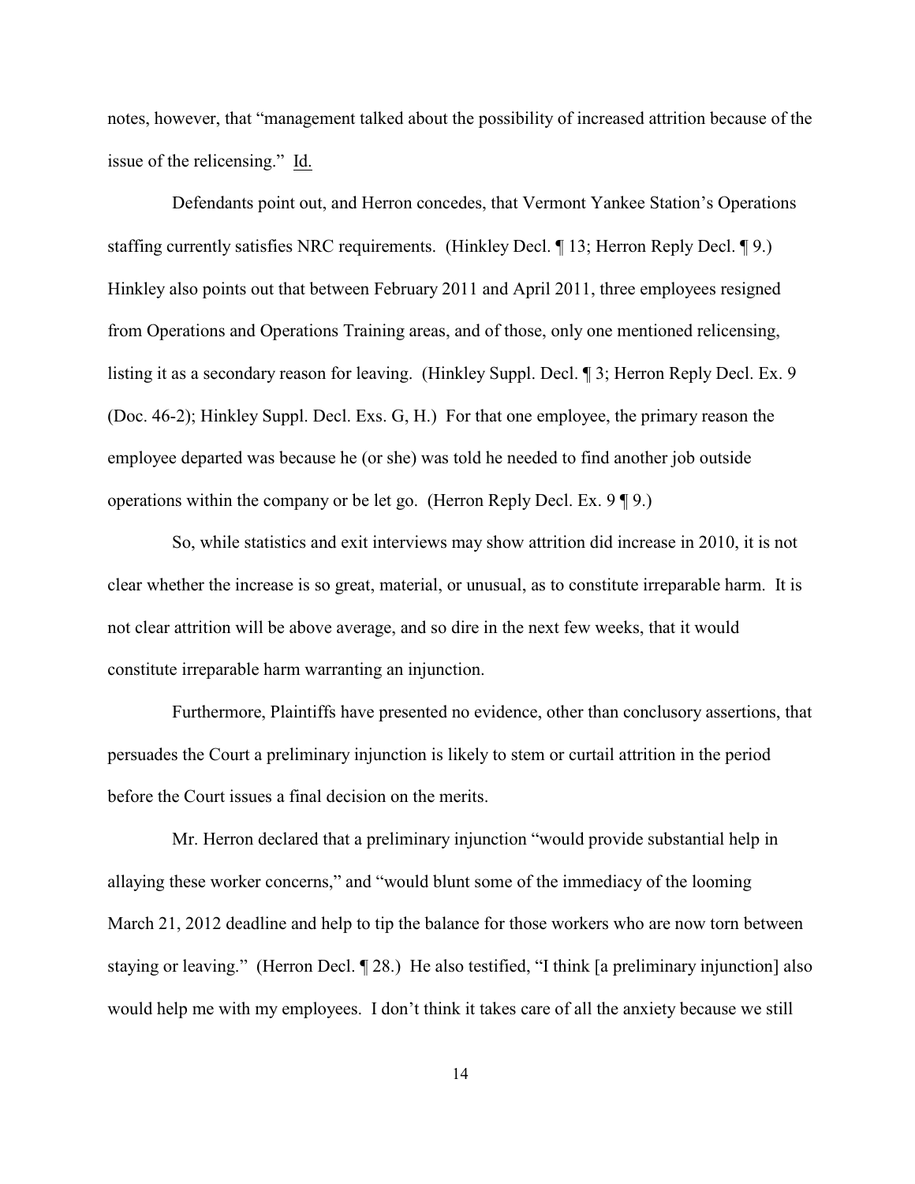notes, however, that "management talked about the possibility of increased attrition because of the issue of the relicensing." Id.

Defendants point out, and Herron concedes, that Vermont Yankee Station's Operations staffing currently satisfies NRC requirements. (Hinkley Decl. ¶ 13; Herron Reply Decl. ¶ 9.) Hinkley also points out that between February 2011 and April 2011, three employees resigned from Operations and Operations Training areas, and of those, only one mentioned relicensing, listing it as a secondary reason for leaving. (Hinkley Suppl. Decl. ¶ 3; Herron Reply Decl. Ex. 9 (Doc. 46-2); Hinkley Suppl. Decl. Exs. G, H.) For that one employee, the primary reason the employee departed was because he (or she) was told he needed to find another job outside operations within the company or be let go. (Herron Reply Decl. Ex. 9 ¶ 9.)

So, while statistics and exit interviews may show attrition did increase in 2010, it is not clear whether the increase is so great, material, or unusual, as to constitute irreparable harm. It is not clear attrition will be above average, and so dire in the next few weeks, that it would constitute irreparable harm warranting an injunction.

Furthermore, Plaintiffs have presented no evidence, other than conclusory assertions, that persuades the Court a preliminary injunction is likely to stem or curtail attrition in the period before the Court issues a final decision on the merits.

Mr. Herron declared that a preliminary injunction "would provide substantial help in allaying these worker concerns," and "would blunt some of the immediacy of the looming March 21, 2012 deadline and help to tip the balance for those workers who are now torn between staying or leaving." (Herron Decl. ¶ 28.) He also testified, "I think [a preliminary injunction] also would help me with my employees. I don't think it takes care of all the anxiety because we still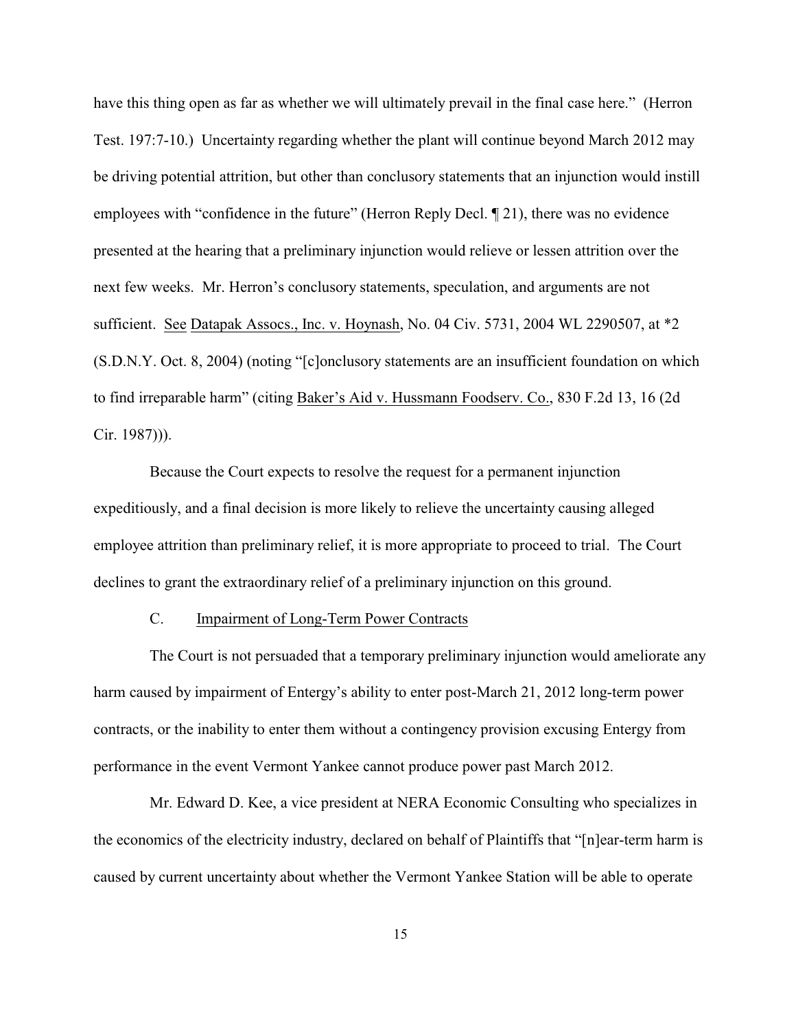have this thing open as far as whether we will ultimately prevail in the final case here." (Herron Test. 197:7-10.) Uncertainty regarding whether the plant will continue beyond March 2012 may be driving potential attrition, but other than conclusory statements that an injunction would instill employees with "confidence in the future" (Herron Reply Decl. ¶ 21), there was no evidence presented at the hearing that a preliminary injunction would relieve or lessen attrition over the next few weeks. Mr. Herron's conclusory statements, speculation, and arguments are not sufficient. See Datapak Assocs., Inc. v. Hoynash, No. 04 Civ. 5731, 2004 WL 2290507, at *2 (S.D.N.Y. Oct. 8, 2004) (noting "[c]onclusory statements are an insufficient foundation on which to find irreparable harm" (citing Baker's Aid v. Hussmann Foodserv. Co., 830 F.2d 13, 16 (2d Cir. 1987))).

Because the Court expects to resolve the request for a permanent injunction expeditiously, and a final decision is more likely to relieve the uncertainty causing alleged employee attrition than preliminary relief, it is more appropriate to proceed to trial. The Court declines to grant the extraordinary relief of a preliminary injunction on this ground.

### C. Impairment of Long-Term Power Contracts

The Court is not persuaded that a temporary preliminary injunction would ameliorate any harm caused by impairment of Entergy's ability to enter post-March 21, 2012 long-term power contracts, or the inability to enter them without a contingency provision excusing Entergy from performance in the event Vermont Yankee cannot produce power past March 2012.

Mr. Edward D. Kee, a vice president at NERA Economic Consulting who specializes in the economics of the electricity industry, declared on behalf of Plaintiffs that "[n]ear-term harm is caused by current uncertainty about whether the Vermont Yankee Station will be able to operate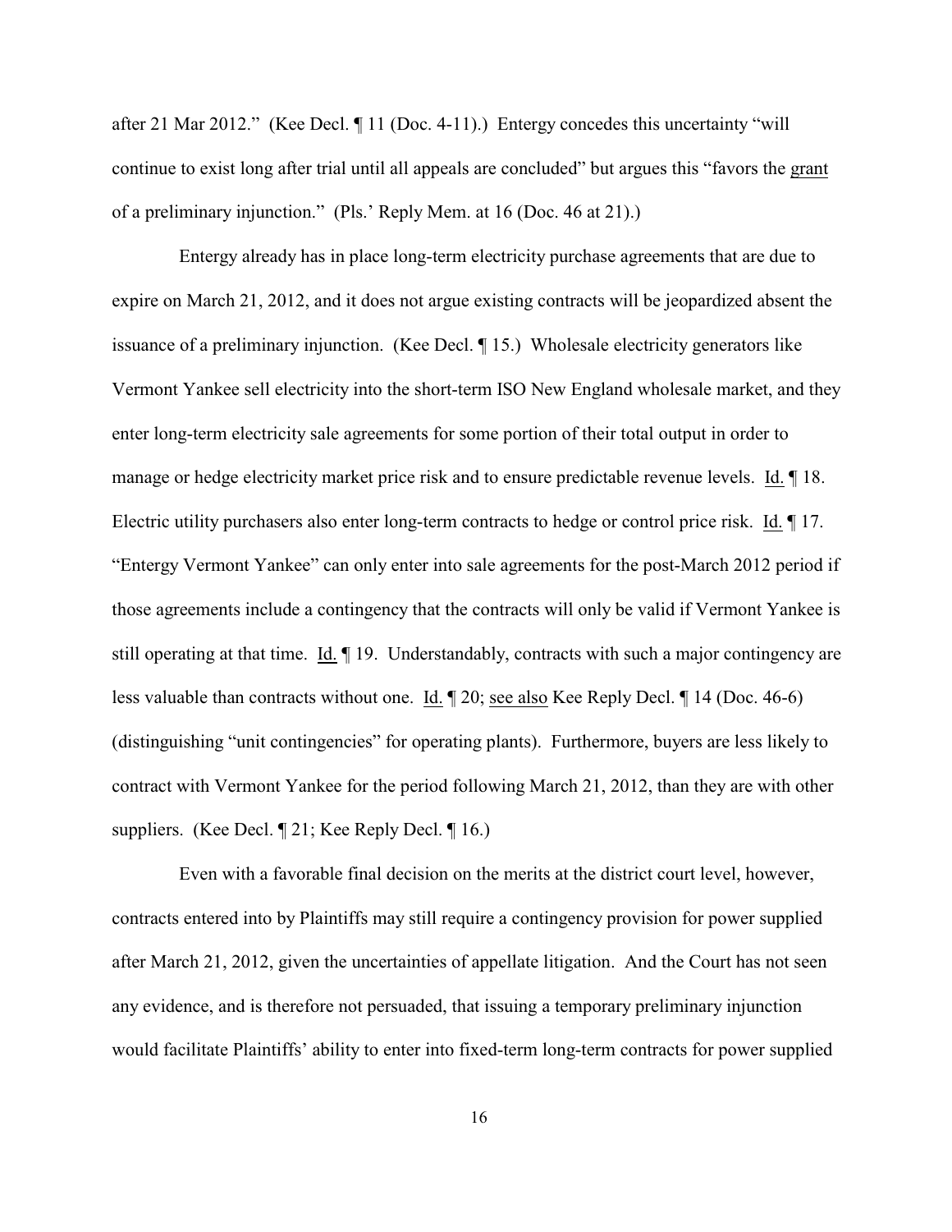after 21 Mar 2012." (Kee Decl. ¶ 11 (Doc. 4-11).) Entergy concedes this uncertainty "will continue to exist long after trial until all appeals are concluded" but argues this "favors the grant of a preliminary injunction." (Pls.' Reply Mem. at 16 (Doc. 46 at 21).)

Entergy already has in place long-term electricity purchase agreements that are due to expire on March 21, 2012, and it does not argue existing contracts will be jeopardized absent the issuance of a preliminary injunction. (Kee Decl. ¶ 15.) Wholesale electricity generators like Vermont Yankee sell electricity into the short-term ISO New England wholesale market, and they enter long-term electricity sale agreements for some portion of their total output in order to manage or hedge electricity market price risk and to ensure predictable revenue levels. Id. ¶ 18. Electric utility purchasers also enter long-term contracts to hedge or control price risk. Id. ¶ 17. "Entergy Vermont Yankee" can only enter into sale agreements for the post-March 2012 period if those agreements include a contingency that the contracts will only be valid if Vermont Yankee is still operating at that time. Id. ¶ 19. Understandably, contracts with such a major contingency are less valuable than contracts without one. Id. ¶ 20; see also Kee Reply Decl. ¶ 14 (Doc. 46-6) (distinguishing "unit contingencies" for operating plants). Furthermore, buyers are less likely to contract with Vermont Yankee for the period following March 21, 2012, than they are with other suppliers. (Kee Decl. ¶ 21; Kee Reply Decl. ¶ 16.)

Even with a favorable final decision on the merits at the district court level, however, contracts entered into by Plaintiffs may still require a contingency provision for power supplied after March 21, 2012, given the uncertainties of appellate litigation. And the Court has not seen any evidence, and is therefore not persuaded, that issuing a temporary preliminary injunction would facilitate Plaintiffs' ability to enter into fixed-term long-term contracts for power supplied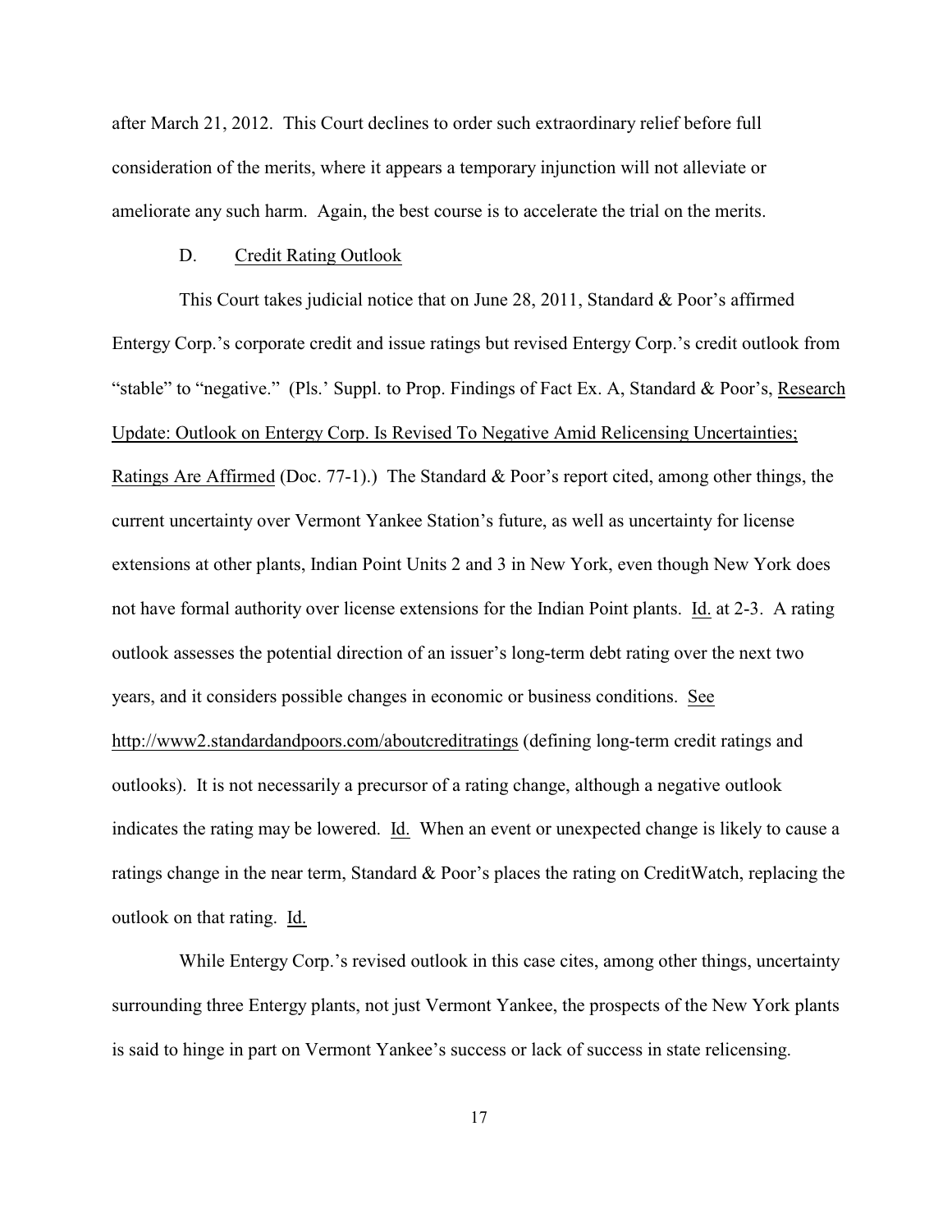after March 21, 2012. This Court declines to order such extraordinary relief before full consideration of the merits, where it appears a temporary injunction will not alleviate or ameliorate any such harm. Again, the best course is to accelerate the trial on the merits.

### D. Credit Rating Outlook

This Court takes judicial notice that on June 28, 2011, Standard & Poor's affirmed Entergy Corp.'s corporate credit and issue ratings but revised Entergy Corp.'s credit outlook from "stable" to "negative." (Pls.' Suppl. to Prop. Findings of Fact Ex. A, Standard & Poor's, Research Update: Outlook on Entergy Corp. Is Revised To Negative Amid Relicensing Uncertainties; Ratings Are Affirmed (Doc. 77-1).) The Standard & Poor's report cited, among other things, the current uncertainty over Vermont Yankee Station's future, as well as uncertainty for license extensions at other plants, Indian Point Units 2 and 3 in New York, even though New York does not have formal authority over license extensions for the Indian Point plants. Id. at 2-3. A rating outlook assesses the potential direction of an issuer's long-term debt rating over the next two years, and it considers possible changes in economic or business conditions. See http://www2.standardandpoors.com/aboutcreditratings (defining long-term credit ratings and outlooks). It is not necessarily a precursor of a rating change, although a negative outlook indicates the rating may be lowered. Id. When an event or unexpected change is likely to cause a ratings change in the near term, Standard & Poor's places the rating on CreditWatch, replacing the outlook on that rating. Id.

While Entergy Corp.'s revised outlook in this case cites, among other things, uncertainty surrounding three Entergy plants, not just Vermont Yankee, the prospects of the New York plants is said to hinge in part on Vermont Yankee's success or lack of success in state relicensing.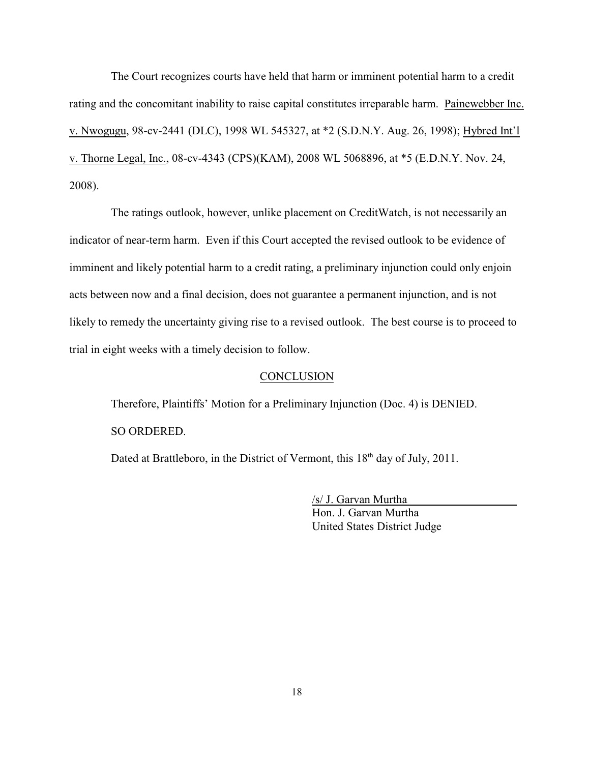The Court recognizes courts have held that harm or imminent potential harm to a credit rating and the concomitant inability to raise capital constitutes irreparable harm. Painewebber Inc. v. Nwogugu, 98-cv-2441 (DLC), 1998 WL 545327, at *2 (S.D.N.Y. Aug. 26, 1998); Hybred Int'l v. Thorne Legal, Inc., 08-cv-4343 (CPS)(KAM), 2008 WL 5068896, at *5 (E.D.N.Y. Nov. 24, 2008).

The ratings outlook, however, unlike placement on CreditWatch, is not necessarily an indicator of near-term harm. Even if this Court accepted the revised outlook to be evidence of imminent and likely potential harm to a credit rating, a preliminary injunction could only enjoin acts between now and a final decision, does not guarantee a permanent injunction, and is not likely to remedy the uncertainty giving rise to a revised outlook. The best course is to proceed to trial in eight weeks with a timely decision to follow.

## CONCLUSION

Therefore, Plaintiffs' Motion for a Preliminary Injunction (Doc. 4) is DENIED.

SO ORDERED.

Dated at Brattleboro, in the District of Vermont, this 18th day of July, 2011.

/s/ J. Garvan Murtha
Hon. J. Garvan Murtha
United States District Judge